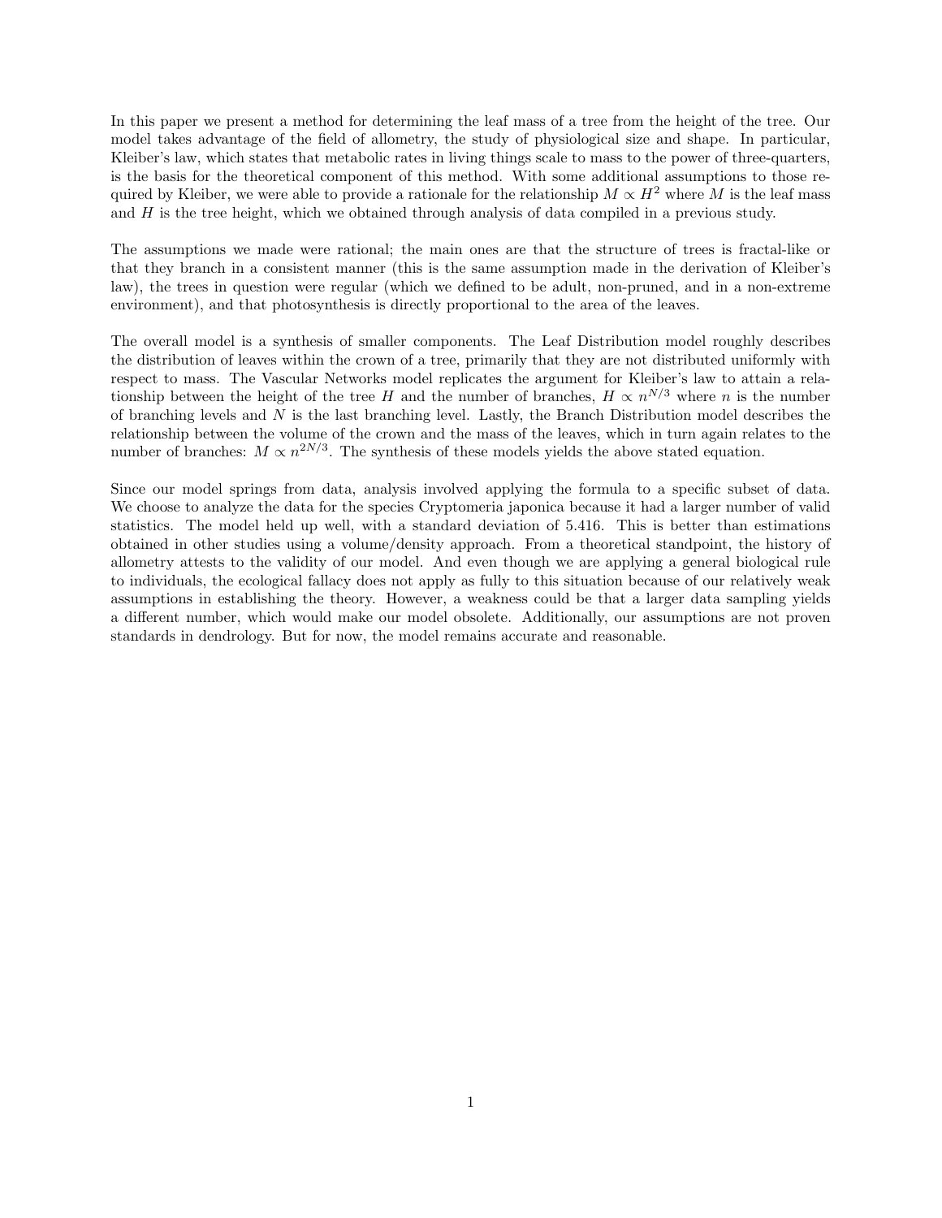In this paper we present a method for determining the leaf mass of a tree from the height of the tree. Our model takes advantage of the field of allometry, the study of physiological size and shape. In particular, Kleiber's law, which states that metabolic rates in living things scale to mass to the power of three-quarters, is the basis for the theoretical component of this method. With some additional assumptions to those required by Kleiber, we were able to provide a rationale for the relationship $M \propto H^2$ where $M$ is the leaf mass and $H$ is the tree height, which we obtained through analysis of data compiled in a previous study.

The assumptions we made were rational; the main ones are that the structure of trees is fractal-like or that they branch in a consistent manner (this is the same assumption made in the derivation of Kleiber's law), the trees in question were regular (which we defined to be adult, non-pruned, and in a non-extreme environment), and that photosynthesis is directly proportional to the area of the leaves.

The overall model is a synthesis of smaller components. The Leaf Distribution model roughly describes the distribution of leaves within the crown of a tree, primarily that they are not distributed uniformly with respect to mass. The Vascular Networks model replicates the argument for Kleiber's law to attain a relationship between the height of the tree $H$ and the number of branches, $H \propto n^{N/3}$ where $n$ is the number of branching levels and $N$ is the last branching level. Lastly, the Branch Distribution model describes the relationship between the volume of the crown and the mass of the leaves, which in turn again relates to the number of branches: $M \propto n^{2N/3}$. The synthesis of these models yields the above stated equation.

Since our model springs from data, analysis involved applying the formula to a specific subset of data. We choose to analyze the data for the species Cryptomeria japonica because it had a larger number of valid statistics. The model held up well, with a standard deviation of 5.416. This is better than estimations obtained in other studies using a volume/density approach. From a theoretical standpoint, the history of allometry attests to the validity of our model. And even though we are applying a general biological rule to individuals, the ecological fallacy does not apply as fully to this situation because of our relatively weak assumptions in establishing the theory. However, a weakness could be that a larger data sampling yields a different number, which would make our model obsolete. Additionally, our assumptions are not proven standards in dendrology. But for now, the model remains accurate and reasonable.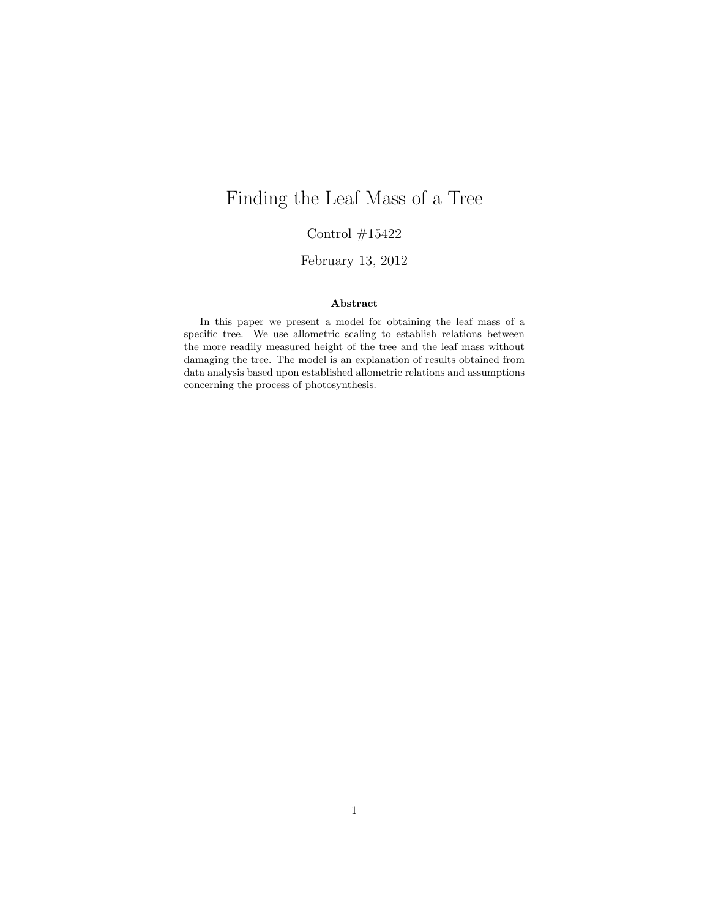# Finding the Leaf Mass of a Tree

Control #15422

February 13, 2012

**Abstract**

In this paper we present a model for obtaining the leaf mass of a specific tree. We use allometric scaling to establish relations between the more readily measured height of the tree and the leaf mass without damaging the tree. The model is an explanation of results obtained from data analysis based upon established allometric relations and assumptions concerning the process of photosynthesis.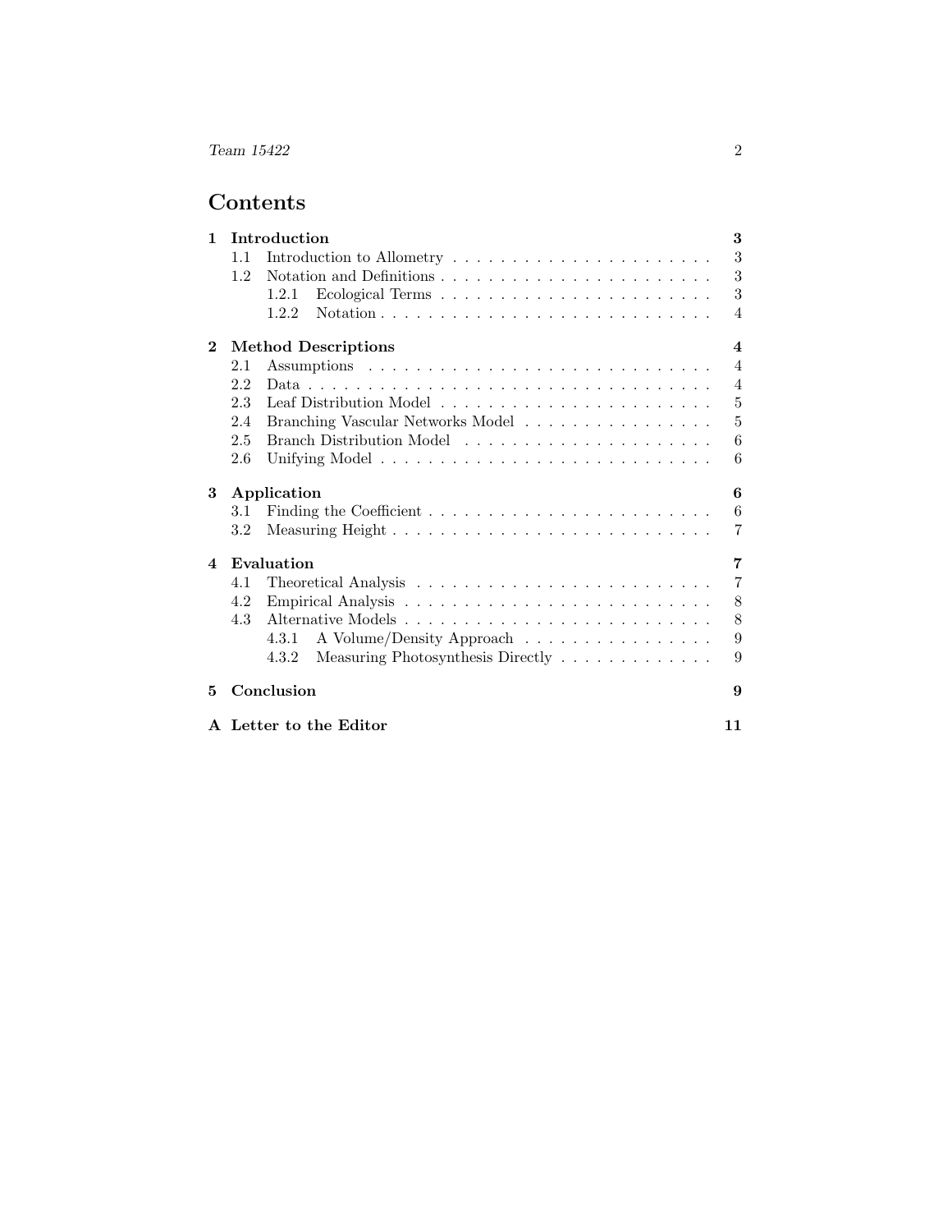# Contents

**1 Introduction** **3**
- 1.1 Introduction to Allometry . . . . . . . . . . . . . . . . . . . . . . 3
- 1.2 Notation and Definitions . . . . . . . . . . . . . . . . . . . . . . 3
  - 1.2.1 Ecological Terms . . . . . . . . . . . . . . . . . . . . . . 3
  - 1.2.2 Notation . . . . . . . . . . . . . . . . . . . . . . . . . . 4

**2 Method Descriptions** **4**
- 2.1 Assumptions . . . . . . . . . . . . . . . . . . . . . . . . . . . 4
- 2.2 Data . . . . . . . . . . . . . . . . . . . . . . . . . . . . . . . 4
- 2.3 Leaf Distribution Model . . . . . . . . . . . . . . . . . . . . . . 5
- 2.4 Branching Vascular Networks Model . . . . . . . . . . . . . . . . 5
- 2.5 Branch Distribution Model . . . . . . . . . . . . . . . . . . . . . 6
- 2.6 Unifying Model . . . . . . . . . . . . . . . . . . . . . . . . . . 6

**3 Application** **6**
- 3.1 Finding the Coefficient . . . . . . . . . . . . . . . . . . . . . . . 6
- 3.2 Measuring Height . . . . . . . . . . . . . . . . . . . . . . . . . 7

**4 Evaluation** **7**
- 4.1 Theoretical Analysis . . . . . . . . . . . . . . . . . . . . . . . . 7
- 4.2 Empirical Analysis . . . . . . . . . . . . . . . . . . . . . . . . . 8
- 4.3 Alternative Models . . . . . . . . . . . . . . . . . . . . . . . . . 8
  - 4.3.1 A Volume/Density Approach . . . . . . . . . . . . . . . . 9
  - 4.3.2 Measuring Photosynthesis Directly . . . . . . . . . . . . . 9

**5 Conclusion** **9**

**A Letter to the Editor** **11**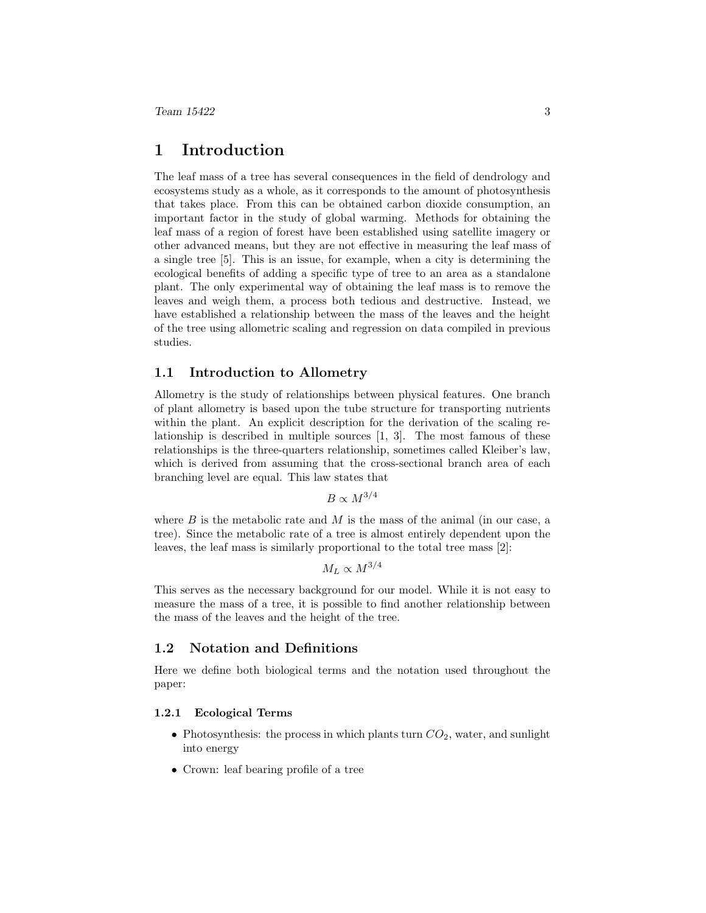# 1 Introduction

The leaf mass of a tree has several consequences in the field of dendrology and ecosystems study as a whole, as it corresponds to the amount of photosynthesis that takes place. From this can be obtained carbon dioxide consumption, an important factor in the study of global warming. Methods for obtaining the leaf mass of a region of forest have been established using satellite imagery or other advanced means, but they are not effective in measuring the leaf mass of a single tree [5]. This is an issue, for example, when a city is determining the ecological benefits of adding a specific type of tree to an area as a standalone plant. The only experimental way of obtaining the leaf mass is to remove the leaves and weigh them, a process both tedious and destructive. Instead, we have established a relationship between the mass of the leaves and the height of the tree using allometric scaling and regression on data compiled in previous studies.

## 1.1 Introduction to Allometry

Allometry is the study of relationships between physical features. One branch of plant allometry is based upon the tube structure for transporting nutrients within the plant. An explicit description for the derivation of the scaling relationship is described in multiple sources [1, 3]. The most famous of these relationships is the three-quarters relationship, sometimes called Kleiber's law, which is derived from assuming that the cross-sectional branch area of each branching level are equal. This law states that

$$B \propto M^{3/4}$$

where $B$ is the metabolic rate and $M$ is the mass of the animal (in our case, a tree). Since the metabolic rate of a tree is almost entirely dependent upon the leaves, the leaf mass is similarly proportional to the total tree mass [2]:

$$M_L \propto M^{3/4}$$

This serves as the necessary background for our model. While it is not easy to measure the mass of a tree, it is possible to find another relationship between the mass of the leaves and the height of the tree.

## 1.2 Notation and Definitions

Here we define both biological terms and the notation used throughout the paper:

### 1.2.1 Ecological Terms

- Photosynthesis: the process in which plants turn $CO_2$, water, and sunlight into energy
- Crown: leaf bearing profile of a tree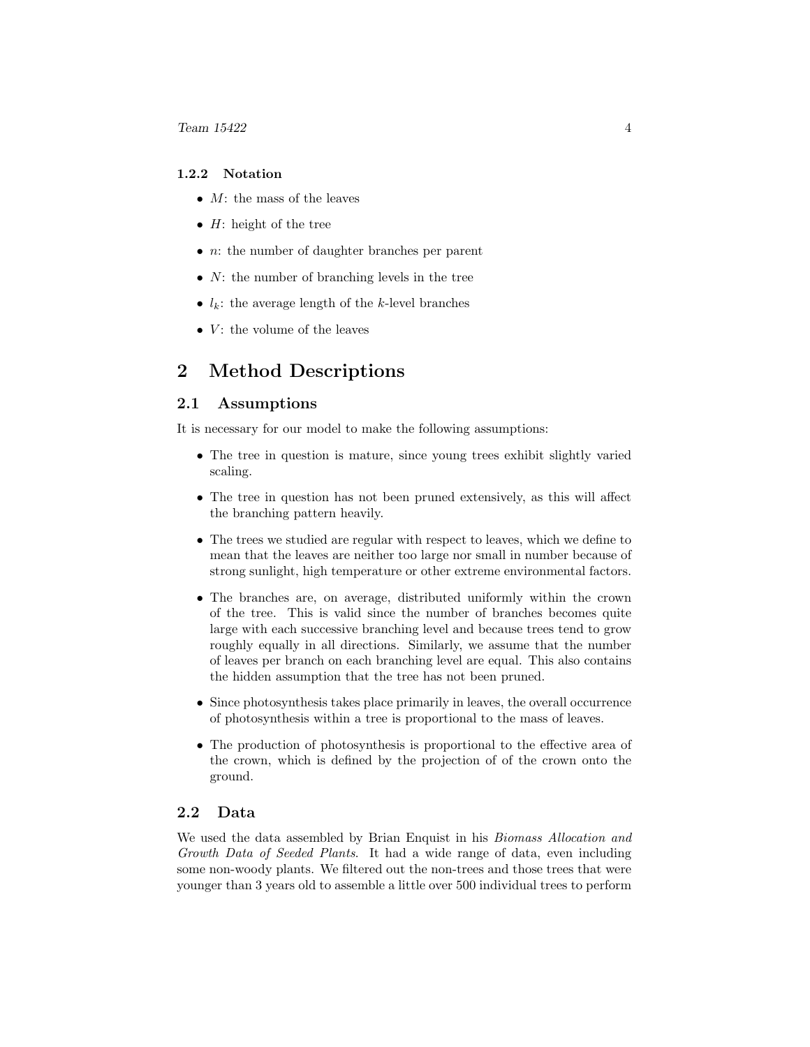#### 1.2.2 Notation

- $M$: the mass of the leaves
- $H$: height of the tree
- $n$: the number of daughter branches per parent
- $N$: the number of branching levels in the tree
- $l_k$: the average length of the $k$-level branches
- $V$: the volume of the leaves

# 2 Method Descriptions

## 2.1 Assumptions

It is necessary for our model to make the following assumptions:

- The tree in question is mature, since young trees exhibit slightly varied scaling.
- The tree in question has not been pruned extensively, as this will affect the branching pattern heavily.
- The trees we studied are regular with respect to leaves, which we define to mean that the leaves are neither too large nor small in number because of strong sunlight, high temperature or other extreme environmental factors.
- The branches are, on average, distributed uniformly within the crown of the tree. This is valid since the number of branches becomes quite large with each successive branching level and because trees tend to grow roughly equally in all directions. Similarly, we assume that the number of leaves per branch on each branching level are equal. This also contains the hidden assumption that the tree has not been pruned.
- Since photosynthesis takes place primarily in leaves, the overall occurrence of photosynthesis within a tree is proportional to the mass of leaves.
- The production of photosynthesis is proportional to the effective area of the crown, which is defined by the projection of of the crown onto the ground.

## 2.2 Data

We used the data assembled by Brian Enquist in his *Biomass Allocation and Growth Data of Seeded Plants*. It had a wide range of data, even including some non-woody plants. We filtered out the non-trees and those trees that were younger than 3 years old to assemble a little over 500 individual trees to perform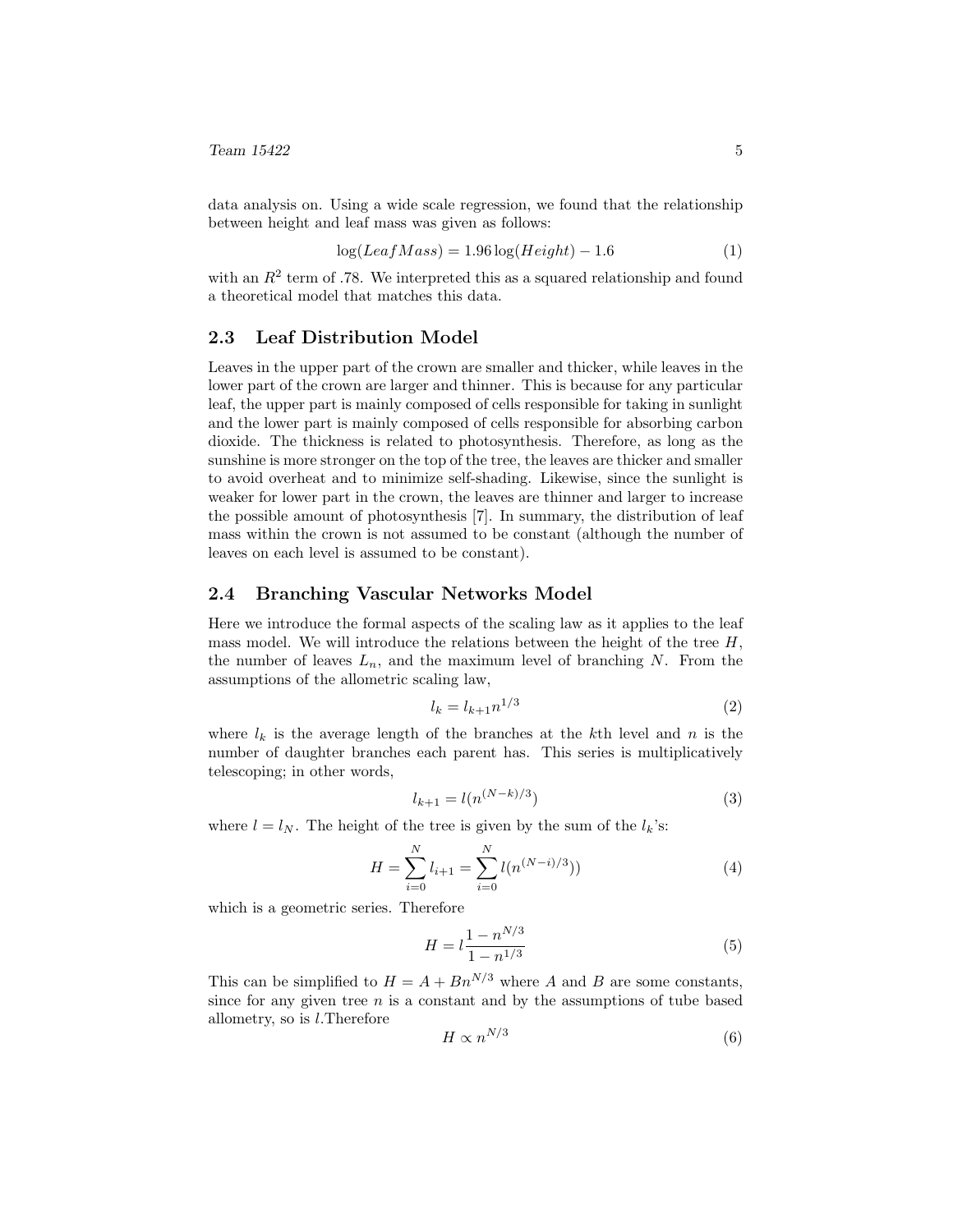data analysis on. Using a wide scale regression, we found that the relationship between height and leaf mass was given as follows:

$$\log(LeafMass) = 1.96\log(Height) - 1.6 \tag{1}$$

with an $R^2$ term of .78. We interpreted this as a squared relationship and found a theoretical model that matches this data.

## 2.3 Leaf Distribution Model

Leaves in the upper part of the crown are smaller and thicker, while leaves in the lower part of the crown are larger and thinner. This is because for any particular leaf, the upper part is mainly composed of cells responsible for taking in sunlight and the lower part is mainly composed of cells responsible for absorbing carbon dioxide. The thickness is related to photosynthesis. Therefore, as long as the sunshine is more stronger on the top of the tree, the leaves are thicker and smaller to avoid overheat and to minimize self-shading. Likewise, since the sunlight is weaker for lower part in the crown, the leaves are thinner and larger to increase the possible amount of photosynthesis [7]. In summary, the distribution of leaf mass within the crown is not assumed to be constant (although the number of leaves on each level is assumed to be constant).

## 2.4 Branching Vascular Networks Model

Here we introduce the formal aspects of the scaling law as it applies to the leaf mass model. We will introduce the relations between the height of the tree $H$, the number of leaves $L_n$, and the maximum level of branching $N$. From the assumptions of the allometric scaling law,

$$l_k = l_{k+1}n^{1/3} \tag{2}$$

where $l_k$ is the average length of the branches at the $k$th level and $n$ is the number of daughter branches each parent has. This series is multiplicatively telescoping; in other words,

$$l_{k+1} = l(n^{(N-k)/3}) \tag{3}$$

where $l = l_N$. The height of the tree is given by the sum of the $l_k$'s:

$$H = \sum_{i=0}^{N} l_{i+1} = \sum_{i=0}^{N} l(n^{(N-i)/3})) \tag{4}$$

which is a geometric series. Therefore

$$H = l\frac{1 - n^{N/3}}{1 - n^{1/3}} \tag{5}$$

This can be simplified to $H = A + Bn^{N/3}$ where $A$ and $B$ are some constants, since for any given tree $n$ is a constant and by the assumptions of tube based allometry, so is $l$.Therefore

$$H \propto n^{N/3} \tag{6}$$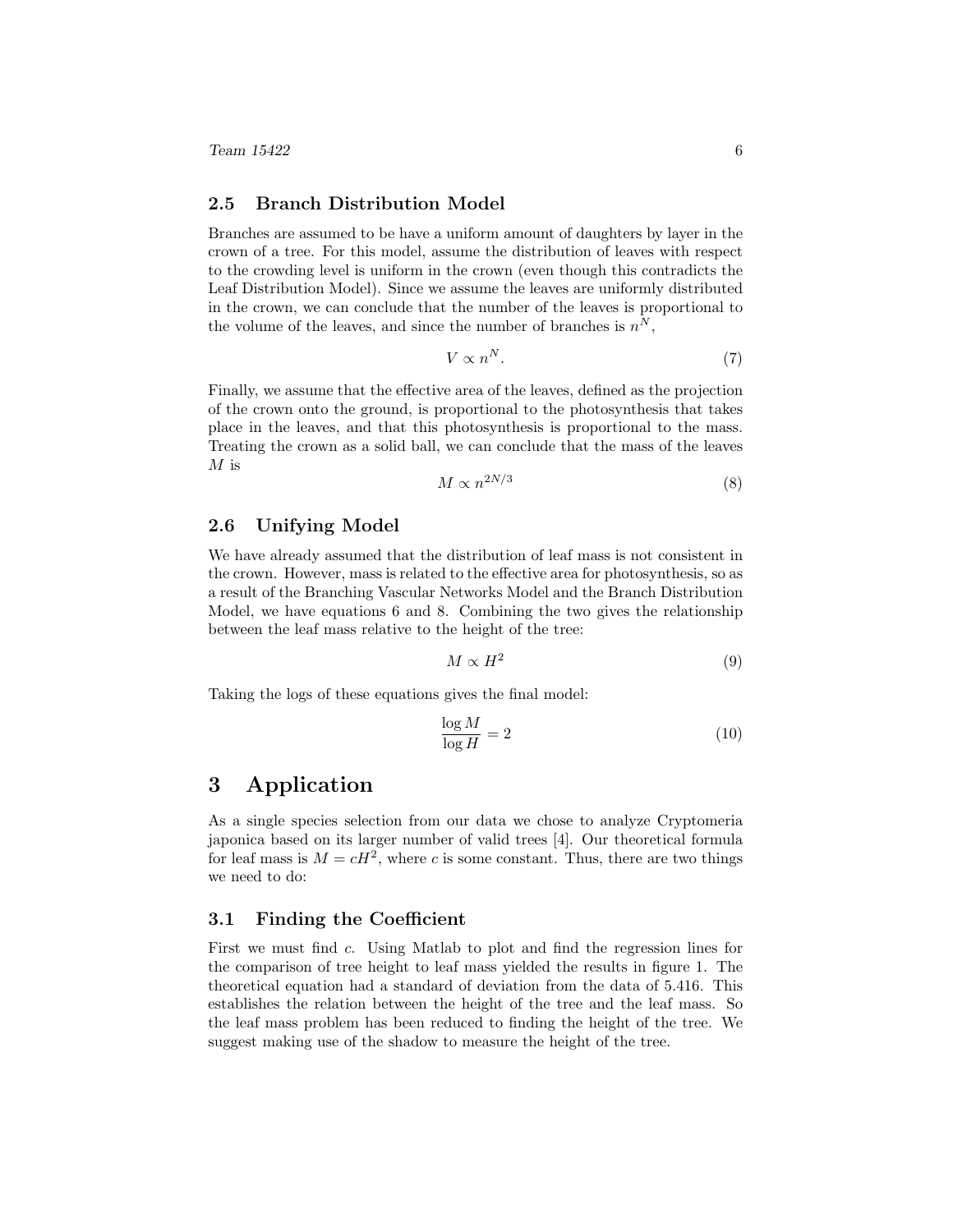### 2.5 Branch Distribution Model

Branches are assumed to be have a uniform amount of daughters by layer in the crown of a tree. For this model, assume the distribution of leaves with respect to the crowding level is uniform in the crown (even though this contradicts the Leaf Distribution Model). Since we assume the leaves are uniformly distributed in the crown, we can conclude that the number of the leaves is proportional to the volume of the leaves, and since the number of branches is $n^N$,

$$V \propto n^N. \tag{7}$$

Finally, we assume that the effective area of the leaves, defined as the projection of the crown onto the ground, is proportional to the photosynthesis that takes place in the leaves, and that this photosynthesis is proportional to the mass. Treating the crown as a solid ball, we can conclude that the mass of the leaves $M$ is

$$M \propto n^{2N/3} \tag{8}$$

### 2.6 Unifying Model

We have already assumed that the distribution of leaf mass is not consistent in the crown. However, mass is related to the effective area for photosynthesis, so as a result of the Branching Vascular Networks Model and the Branch Distribution Model, we have equations 6 and 8. Combining the two gives the relationship between the leaf mass relative to the height of the tree:

$$M \propto H^2 \tag{9}$$

Taking the logs of these equations gives the final model:

$$\frac{\log M}{\log H} = 2 \tag{10}$$

## 3 Application

As a single species selection from our data we chose to analyze Cryptomeria japonica based on its larger number of valid trees [4]. Our theoretical formula for leaf mass is $M = cH^2$, where $c$ is some constant. Thus, there are two things we need to do:

### 3.1 Finding the Coefficient

First we must find $c$. Using Matlab to plot and find the regression lines for the comparison of tree height to leaf mass yielded the results in figure 1. The theoretical equation had a standard of deviation from the data of 5.416. This establishes the relation between the height of the tree and the leaf mass. So the leaf mass problem has been reduced to finding the height of the tree. We suggest making use of the shadow to measure the height of the tree.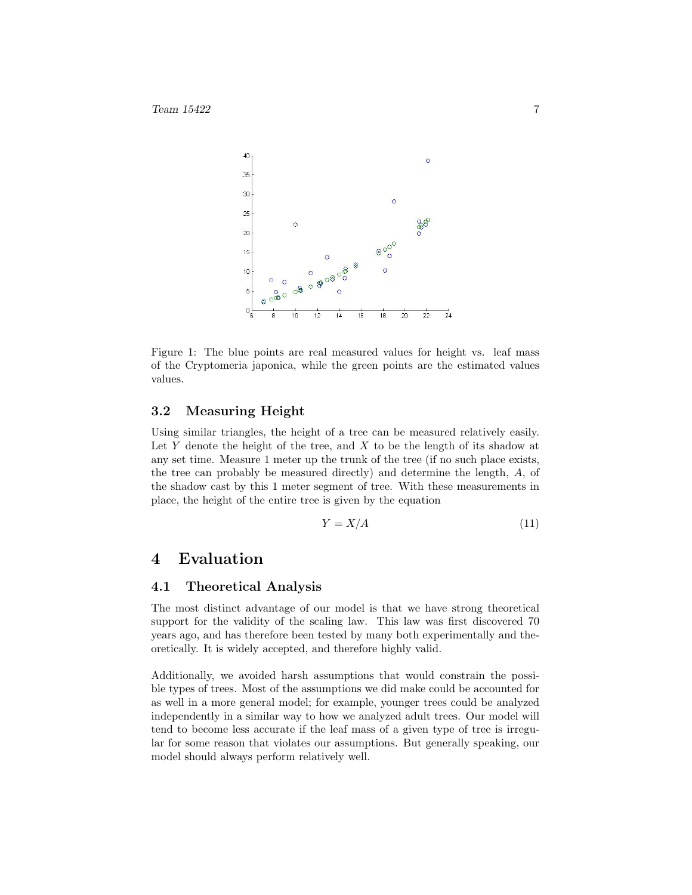Figure 1: The blue points are real measured values for height vs. leaf mass of the Cryptomeria japonica, while the green points are the estimated values values.

### 3.2 Measuring Height

Using similar triangles, the height of a tree can be measured relatively easily. Let $Y$ denote the height of the tree, and $X$ to be the length of its shadow at any set time. Measure 1 meter up the trunk of the tree (if no such place exists, the tree can probably be measured directly) and determine the length, $A$, of the shadow cast by this 1 meter segment of tree. With these measurements in place, the height of the entire tree is given by the equation

$$Y = X/A \tag{11}$$

## 4 Evaluation

### 4.1 Theoretical Analysis

The most distinct advantage of our model is that we have strong theoretical support for the validity of the scaling law. This law was first discovered 70 years ago, and has therefore been tested by many both experimentally and theoretically. It is widely accepted, and therefore highly valid.

Additionally, we avoided harsh assumptions that would constrain the possible types of trees. Most of the assumptions we did make could be accounted for as well in a more general model; for example, younger trees could be analyzed independently in a similar way to how we analyzed adult trees. Our model will tend to become less accurate if the leaf mass of a given type of tree is irregular for some reason that violates our assumptions. But generally speaking, our model should always perform relatively well.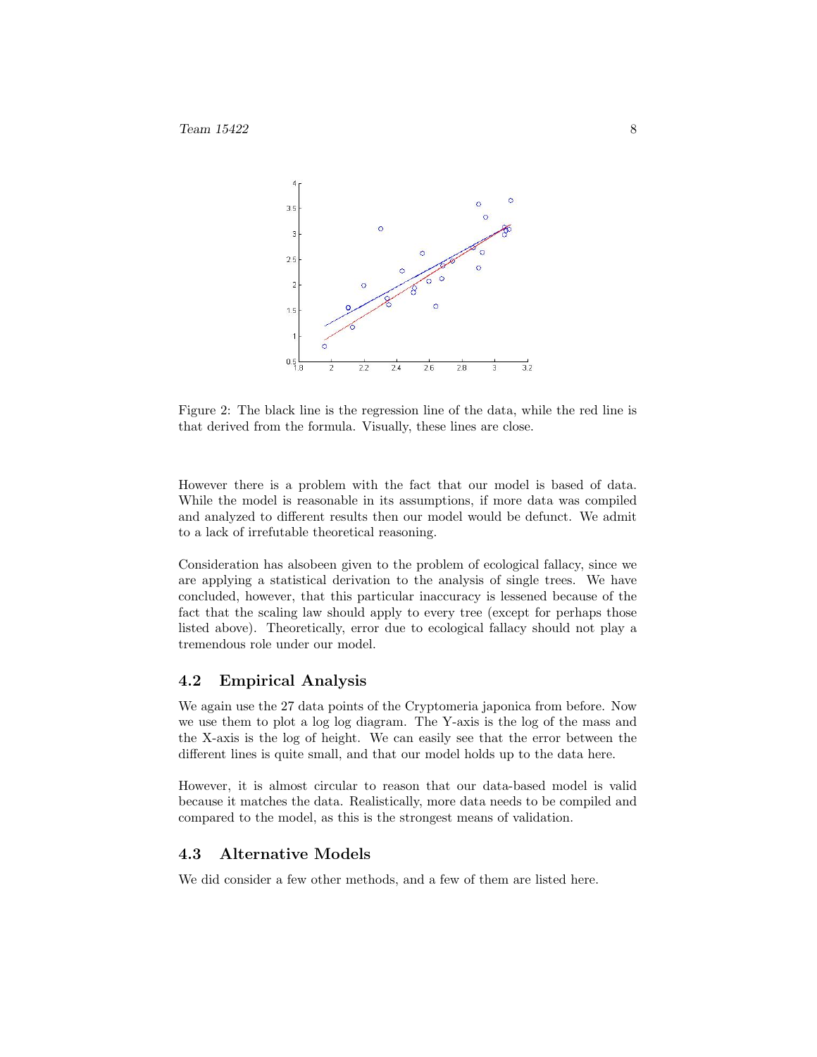Figure 2: The black line is the regression line of the data, while the red line is that derived from the formula. Visually, these lines are close.

However there is a problem with the fact that our model is based of data. While the model is reasonable in its assumptions, if more data was compiled and analyzed to different results then our model would be defunct. We admit to a lack of irrefutable theoretical reasoning.

Consideration has alsobeen given to the problem of ecological fallacy, since we are applying a statistical derivation to the analysis of single trees. We have concluded, however, that this particular inaccuracy is lessened because of the fact that the scaling law should apply to every tree (except for perhaps those listed above). Theoretically, error due to ecological fallacy should not play a tremendous role under our model.

### 4.2 Empirical Analysis

We again use the 27 data points of the Cryptomeria japonica from before. Now we use them to plot a log log diagram. The Y-axis is the log of the mass and the X-axis is the log of height. We can easily see that the error between the different lines is quite small, and that our model holds up to the data here.

However, it is almost circular to reason that our data-based model is valid because it matches the data. Realistically, more data needs to be compiled and compared to the model, as this is the strongest means of validation.

### 4.3 Alternative Models

We did consider a few other methods, and a few of them are listed here.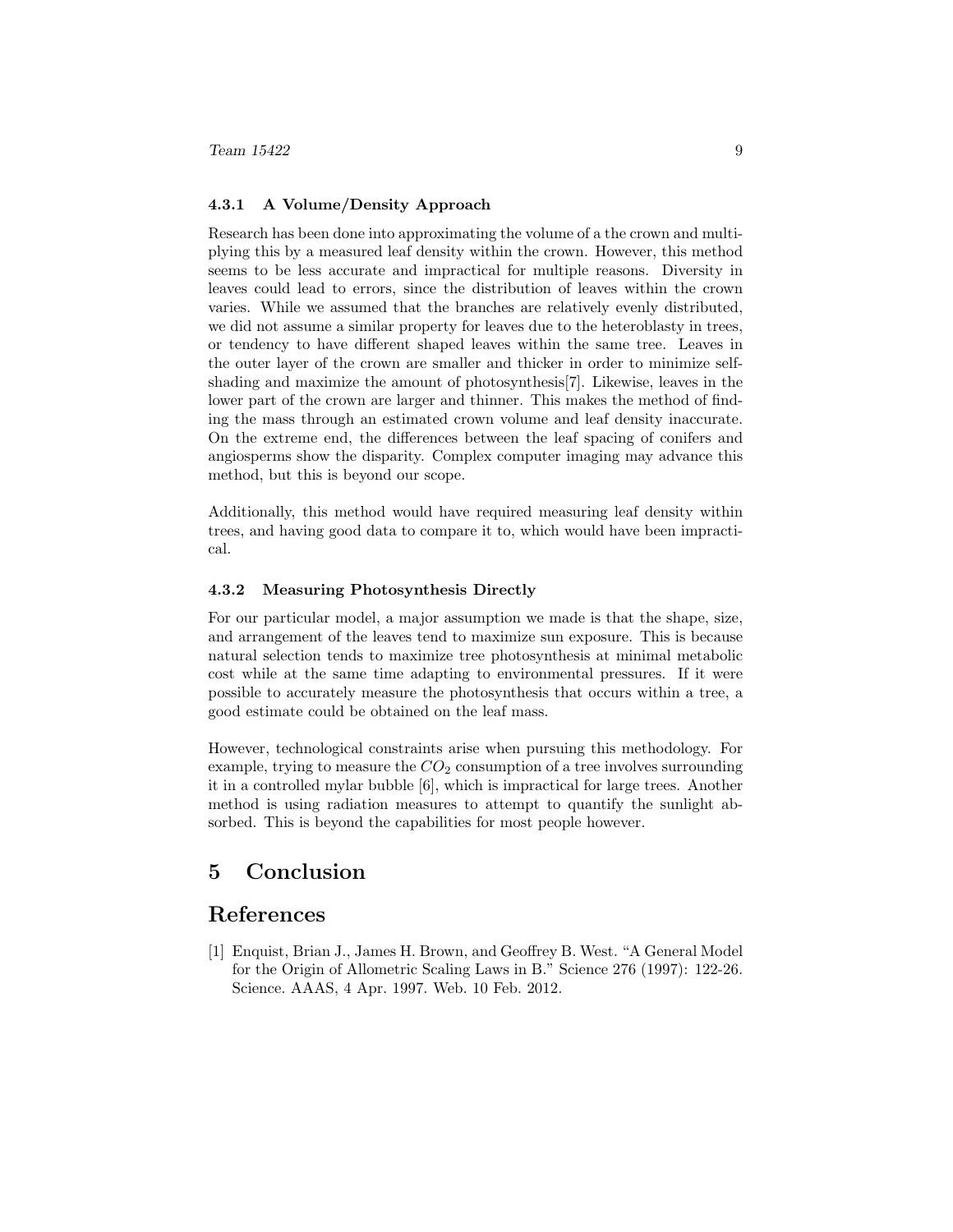### 4.3.1 A Volume/Density Approach

Research has been done into approximating the volume of a the crown and multiplying this by a measured leaf density within the crown. However, this method seems to be less accurate and impractical for multiple reasons. Diversity in leaves could lead to errors, since the distribution of leaves within the crown varies. While we assumed that the branches are relatively evenly distributed, we did not assume a similar property for leaves due to the heteroblasty in trees, or tendency to have different shaped leaves within the same tree. Leaves in the outer layer of the crown are smaller and thicker in order to minimize self-shading and maximize the amount of photosynthesis[7]. Likewise, leaves in the lower part of the crown are larger and thinner. This makes the method of finding the mass through an estimated crown volume and leaf density inaccurate. On the extreme end, the differences between the leaf spacing of conifers and angiosperms show the disparity. Complex computer imaging may advance this method, but this is beyond our scope.

Additionally, this method would have required measuring leaf density within trees, and having good data to compare it to, which would have been impractical.

### 4.3.2 Measuring Photosynthesis Directly

For our particular model, a major assumption we made is that the shape, size, and arrangement of the leaves tend to maximize sun exposure. This is because natural selection tends to maximize tree photosynthesis at minimal metabolic cost while at the same time adapting to environmental pressures. If it were possible to accurately measure the photosynthesis that occurs within a tree, a good estimate could be obtained on the leaf mass.

However, technological constraints arise when pursuing this methodology. For example, trying to measure the $CO_2$ consumption of a tree involves surrounding it in a controlled mylar bubble [6], which is impractical for large trees. Another method is using radiation measures to attempt to quantify the sunlight absorbed. This is beyond the capabilities for most people however.

# 5 Conclusion

# References

[1] Enquist, Brian J., James H. Brown, and Geoffrey B. West. "A General Model for the Origin of Allometric Scaling Laws in B." Science 276 (1997): 122-26. Science. AAAS, 4 Apr. 1997. Web. 10 Feb. 2012.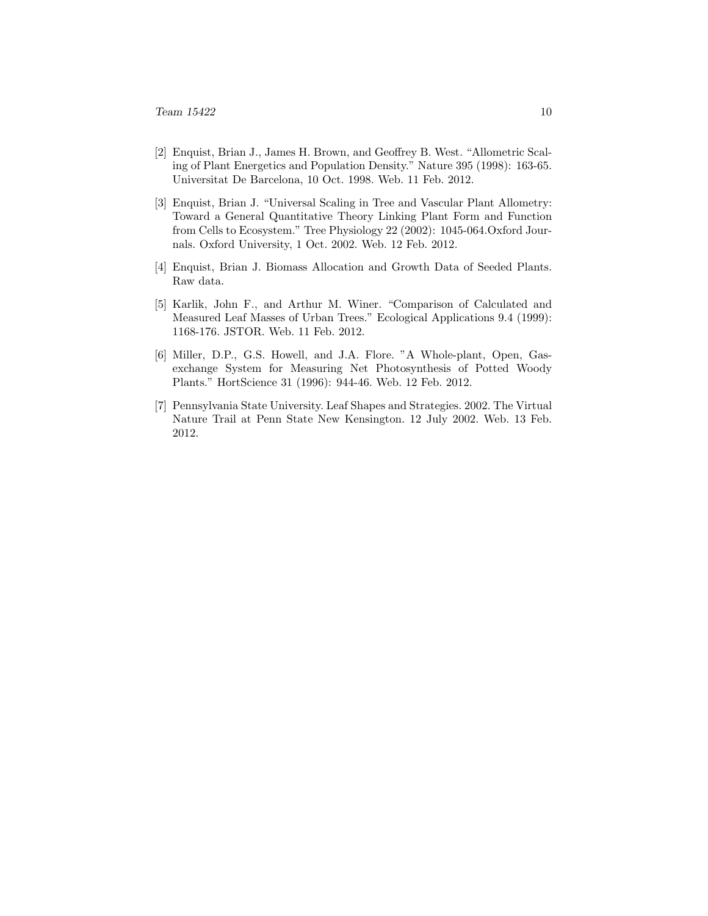[2] Enquist, Brian J., James H. Brown, and Geoffrey B. West. "Allometric Scaling of Plant Energetics and Population Density." Nature 395 (1998): 163-65. Universitat De Barcelona, 10 Oct. 1998. Web. 11 Feb. 2012.

[3] Enquist, Brian J. "Universal Scaling in Tree and Vascular Plant Allometry: Toward a General Quantitative Theory Linking Plant Form and Function from Cells to Ecosystem." Tree Physiology 22 (2002): 1045-064.Oxford Journals. Oxford University, 1 Oct. 2002. Web. 12 Feb. 2012.

[4] Enquist, Brian J. Biomass Allocation and Growth Data of Seeded Plants. Raw data.

[5] Karlik, John F., and Arthur M. Winer. "Comparison of Calculated and Measured Leaf Masses of Urban Trees." Ecological Applications 9.4 (1999): 1168-176. JSTOR. Web. 11 Feb. 2012.

[6] Miller, D.P., G.S. Howell, and J.A. Flore. "A Whole-plant, Open, Gas-exchange System for Measuring Net Photosynthesis of Potted Woody Plants." HortScience 31 (1996): 944-46. Web. 12 Feb. 2012.

[7] Pennsylvania State University. Leaf Shapes and Strategies. 2002. The Virtual Nature Trail at Penn State New Kensington. 12 July 2002. Web. 13 Feb. 2012.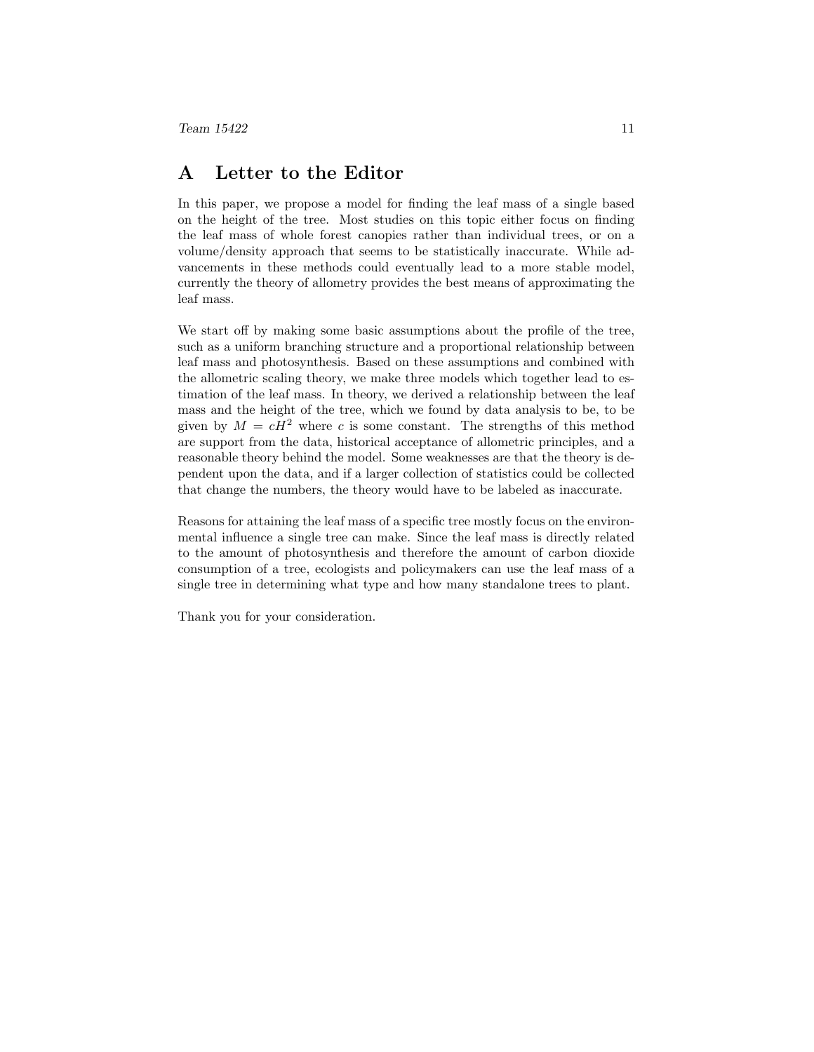# A Letter to the Editor

In this paper, we propose a model for finding the leaf mass of a single based on the height of the tree. Most studies on this topic either focus on finding the leaf mass of whole forest canopies rather than individual trees, or on a volume/density approach that seems to be statistically inaccurate. While advancements in these methods could eventually lead to a more stable model, currently the theory of allometry provides the best means of approximating the leaf mass.

We start off by making some basic assumptions about the profile of the tree, such as a uniform branching structure and a proportional relationship between leaf mass and photosynthesis. Based on these assumptions and combined with the allometric scaling theory, we make three models which together lead to estimation of the leaf mass. In theory, we derived a relationship between the leaf mass and the height of the tree, which we found by data analysis to be, to be given by $M = cH^2$ where $c$ is some constant. The strengths of this method are support from the data, historical acceptance of allometric principles, and a reasonable theory behind the model. Some weaknesses are that the theory is dependent upon the data, and if a larger collection of statistics could be collected that change the numbers, the theory would have to be labeled as inaccurate.

Reasons for attaining the leaf mass of a specific tree mostly focus on the environmental influence a single tree can make. Since the leaf mass is directly related to the amount of photosynthesis and therefore the amount of carbon dioxide consumption of a tree, ecologists and policymakers can use the leaf mass of a single tree in determining what type and how many standalone trees to plant.

Thank you for your consideration.